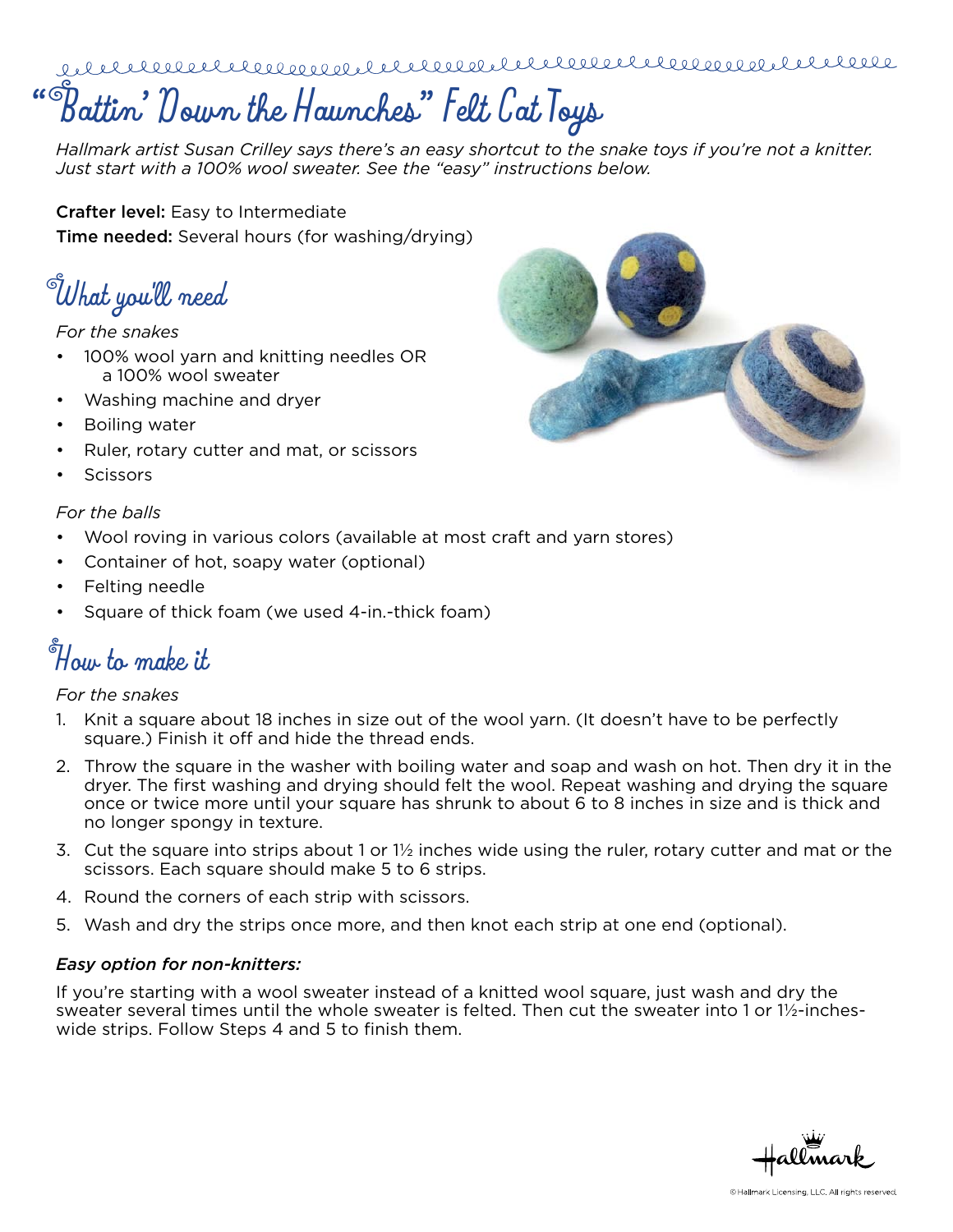# "Battin' Down the Haunches" Felt Cat Toys

*Hallmark artist Susan Crilley says there's an easy shortcut to the snake toys if you're not a knitter. Just start with a 100% wool sweater. See the "easy" instructions below.*

**Crafter level:** Easy to Intermediate
**Time needed:** Several hours (for washing/drying)

## What you'll need

*For the snakes*

- 100% wool yarn and knitting needles OR a 100% wool sweater
- Washing machine and dryer
- Boiling water
- Ruler, rotary cutter and mat, or scissors
- Scissors

*For the balls*

- Wool roving in various colors (available at most craft and yarn stores)
- Container of hot, soapy water (optional)
- Felting needle
- Square of thick foam (we used 4-in.-thick foam)

## How to make it

*For the snakes*

1. Knit a square about 18 inches in size out of the wool yarn. (It doesn't have to be perfectly square.) Finish it off and hide the thread ends.
2. Throw the square in the washer with boiling water and soap and wash on hot. Then dry it in the dryer. The first washing and drying should felt the wool. Repeat washing and drying the square once or twice more until your square has shrunk to about 6 to 8 inches in size and is thick and no longer spongy in texture.
3. Cut the square into strips about 1 or 1½ inches wide using the ruler, rotary cutter and mat or the scissors. Each square should make 5 to 6 strips.
4. Round the corners of each strip with scissors.
5. Wash and dry the strips once more, and then knot each strip at one end (optional).

***Easy option for non-knitters:***

If you're starting with a wool sweater instead of a knitted wool square, just wash and dry the sweater several times until the whole sweater is felted. Then cut the sweater into 1 or 1½-inches-wide strips. Follow Steps 4 and 5 to finish them.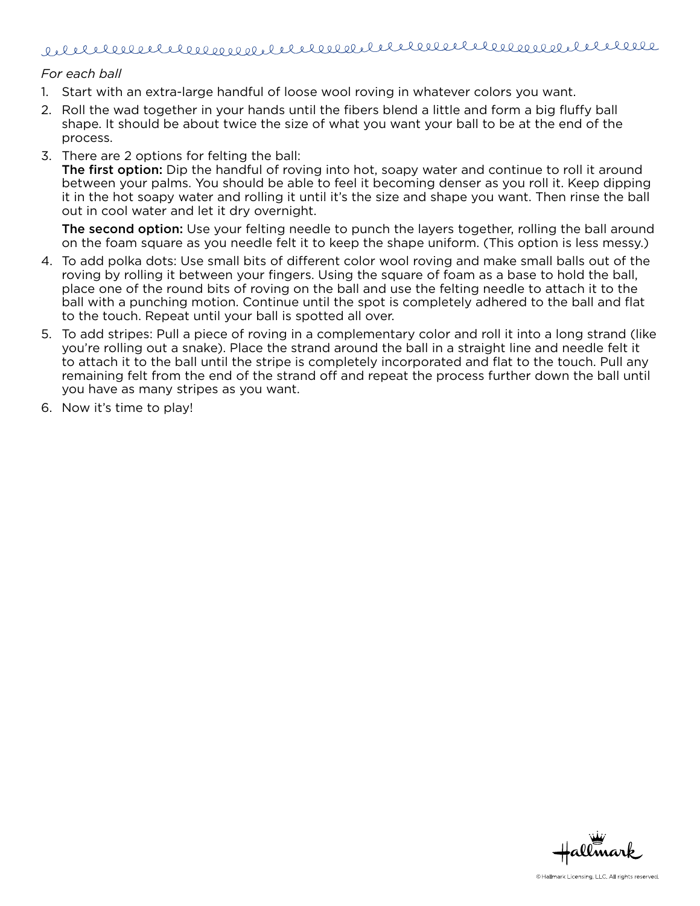*For each ball*

1. Start with an extra-large handful of loose wool roving in whatever colors you want.
2. Roll the wad together in your hands until the fibers blend a little and form a big fluffy ball shape. It should be about twice the size of what you want your ball to be at the end of the process.
3. There are 2 options for felting the ball:
   **The first option:** Dip the handful of roving into hot, soapy water and continue to roll it around between your palms. You should be able to feel it becoming denser as you roll it. Keep dipping it in the hot soapy water and rolling it until it's the size and shape you want. Then rinse the ball out in cool water and let it dry overnight.

   **The second option:** Use your felting needle to punch the layers together, rolling the ball around on the foam square as you needle felt it to keep the shape uniform. (This option is less messy.)
4. To add polka dots: Use small bits of different color wool roving and make small balls out of the roving by rolling it between your fingers. Using the square of foam as a base to hold the ball, place one of the round bits of roving on the ball and use the felting needle to attach it to the ball with a punching motion. Continue until the spot is completely adhered to the ball and flat to the touch. Repeat until your ball is spotted all over.
5. To add stripes: Pull a piece of roving in a complementary color and roll it into a long strand (like you're rolling out a snake). Place the strand around the ball in a straight line and needle felt it to attach it to the ball until the stripe is completely incorporated and flat to the touch. Pull any remaining felt from the end of the strand off and repeat the process further down the ball until you have as many stripes as you want.
6. Now it's time to play!

Hallmark

© Hallmark Licensing, LLC. All rights reserved.